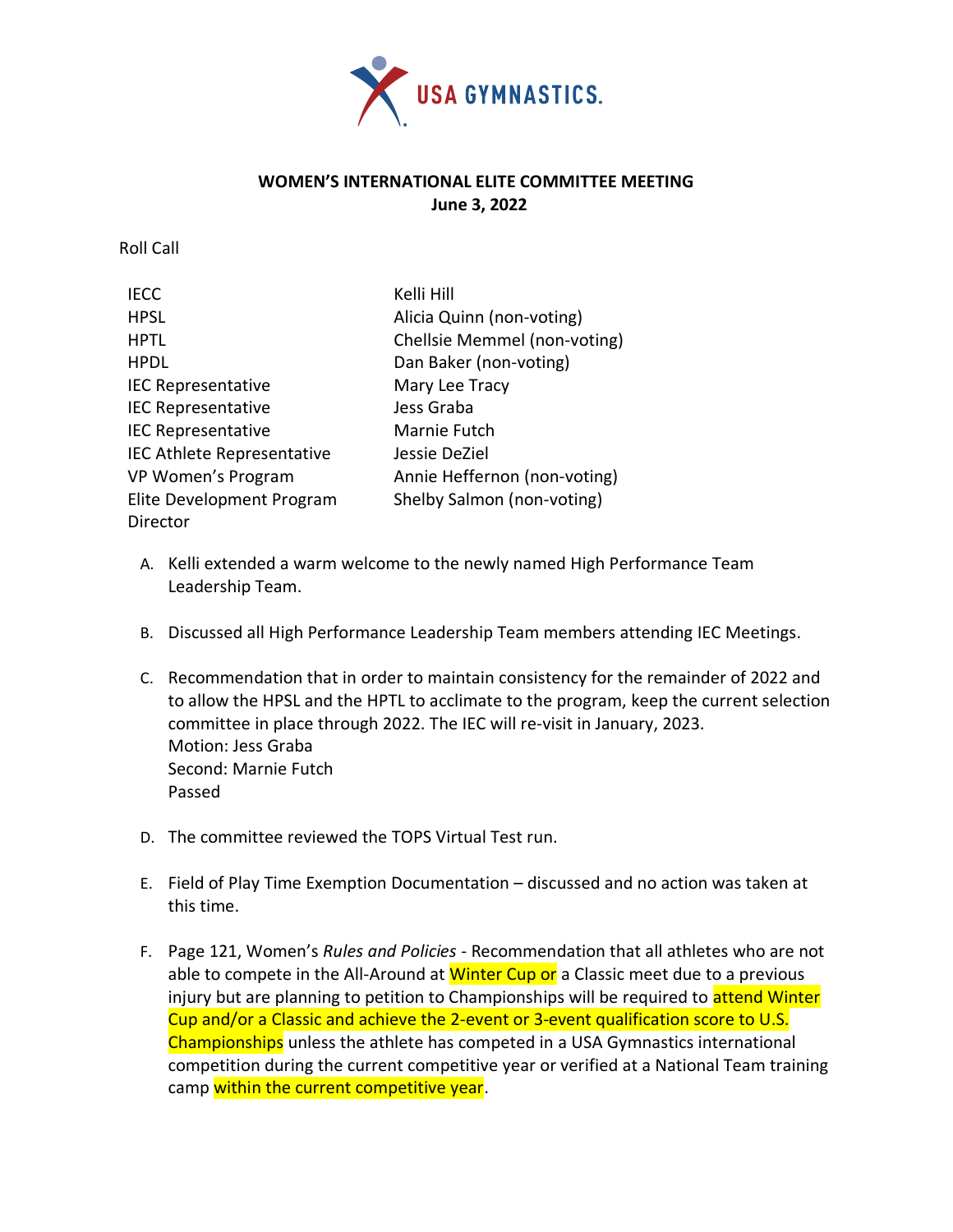# WOMEN'S INTERNATIONAL ELITE COMMITTEE MEETING
## June 3, 2022

Roll Call

| | |
|---|---|
| IECC | Kelli Hill |
| HPSL | Alicia Quinn (non-voting) |
| HPTL | Chellsie Memmel (non-voting) |
| HPDL | Dan Baker (non-voting) |
| IEC Representative | Mary Lee Tracy |
| IEC Representative | Jess Graba |
| IEC Representative | Marnie Futch |
| IEC Athlete Representative | Jessie DeZiel |
| VP Women's Program | Annie Heffernon (non-voting) |
| Elite Development Program Director | Shelby Salmon (non-voting) |

A. Kelli extended a warm welcome to the newly named High Performance Team Leadership Team.

B. Discussed all High Performance Leadership Team members attending IEC Meetings.

C. Recommendation that in order to maintain consistency for the remainder of 2022 and to allow the HPSL and the HPTL to acclimate to the program, keep the current selection committee in place through 2022. The IEC will re-visit in January, 2023.
Motion: Jess Graba
Second: Marnie Futch
Passed

D. The committee reviewed the TOPS Virtual Test run.

E. Field of Play Time Exemption Documentation – discussed and no action was taken at this time.

F. Page 121, Women's *Rules and Policies* - Recommendation that all athletes who are not able to compete in the All-Around at Winter Cup or a Classic meet due to a previous injury but are planning to petition to Championships will be required to attend Winter Cup and/or a Classic and achieve the 2-event or 3-event qualification score to U.S. Championships unless the athlete has competed in a USA Gymnastics international competition during the current competitive year or verified at a National Team training camp within the current competitive year.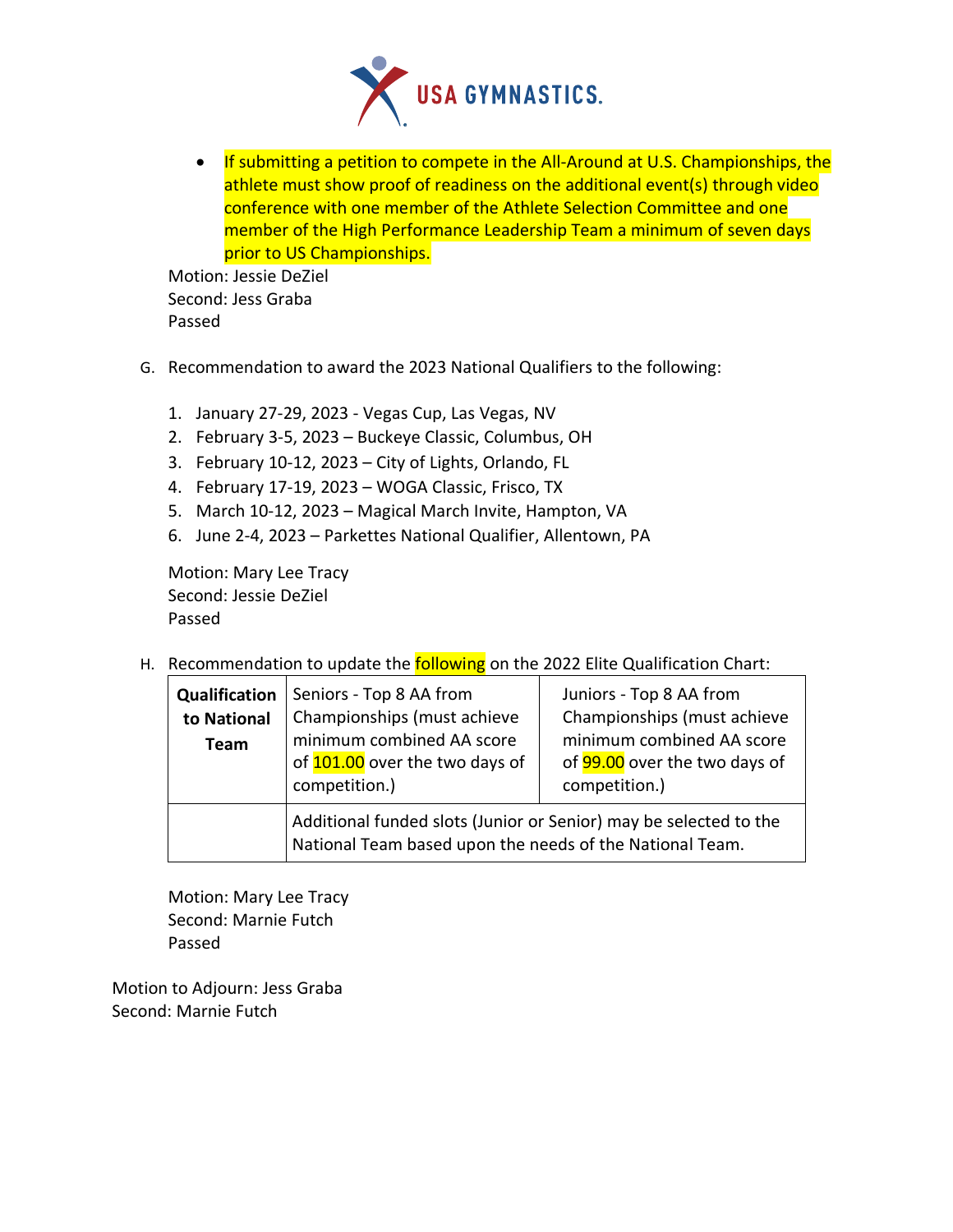- If submitting a petition to compete in the All-Around at U.S. Championships, the athlete must show proof of readiness on the additional event(s) through video conference with one member of the Athlete Selection Committee and one member of the High Performance Leadership Team a minimum of seven days prior to US Championships.

Motion: Jessie DeZiel
Second: Jess Graba
Passed

G. Recommendation to award the 2023 National Qualifiers to the following:

1. January 27-29, 2023 - Vegas Cup, Las Vegas, NV
2. February 3-5, 2023 – Buckeye Classic, Columbus, OH
3. February 10-12, 2023 – City of Lights, Orlando, FL
4. February 17-19, 2023 – WOGA Classic, Frisco, TX
5. March 10-12, 2023 – Magical March Invite, Hampton, VA
6. June 2-4, 2023 – Parkettes National Qualifier, Allentown, PA

Motion: Mary Lee Tracy
Second: Jessie DeZiel
Passed

H. Recommendation to update the following on the 2022 Elite Qualification Chart:

| | | |
|---|---|---|
| **Qualification to National Team** | Seniors - Top 8 AA from Championships (must achieve minimum combined AA score of 101.00 over the two days of competition.) | Juniors - Top 8 AA from Championships (must achieve minimum combined AA score of 99.00 over the two days of competition.) |
| | Additional funded slots (Junior or Senior) may be selected to the National Team based upon the needs of the National Team. | |

Motion: Mary Lee Tracy
Second: Marnie Futch
Passed

Motion to Adjourn: Jess Graba
Second: Marnie Futch